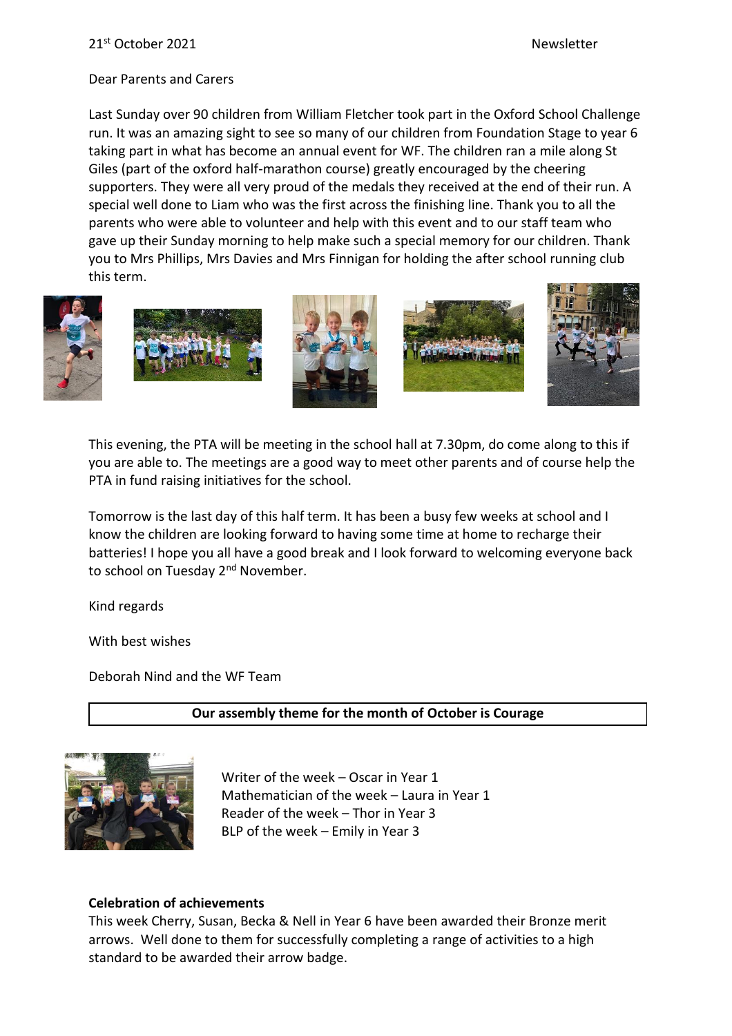21st October 2021 Newsletter

Dear Parents and Carers

Last Sunday over 90 children from William Fletcher took part in the Oxford School Challenge run. It was an amazing sight to see so many of our children from Foundation Stage to year 6 taking part in what has become an annual event for WF. The children ran a mile along St Giles (part of the oxford half-marathon course) greatly encouraged by the cheering supporters. They were all very proud of the medals they received at the end of their run. A special well done to Liam who was the first across the finishing line. Thank you to all the parents who were able to volunteer and help with this event and to our staff team who gave up their Sunday morning to help make such a special memory for our children. Thank you to Mrs Phillips, Mrs Davies and Mrs Finnigan for holding the after school running club this term.

This evening, the PTA will be meeting in the school hall at 7.30pm, do come along to this if you are able to. The meetings are a good way to meet other parents and of course help the PTA in fund raising initiatives for the school.

Tomorrow is the last day of this half term. It has been a busy few weeks at school and I know the children are looking forward to having some time at home to recharge their batteries! I hope you all have a good break and I look forward to welcoming everyone back to school on Tuesday 2nd November.

Kind regards

With best wishes

Deborah Nind and the WF Team

**Our assembly theme for the month of October is Courage**

Writer of the week – Oscar in Year 1
Mathematician of the week – Laura in Year 1
Reader of the week – Thor in Year 3
BLP of the week – Emily in Year 3

**Celebration of achievements**

This week Cherry, Susan, Becka & Nell in Year 6 have been awarded their Bronze merit arrows. Well done to them for successfully completing a range of activities to a high standard to be awarded their arrow badge.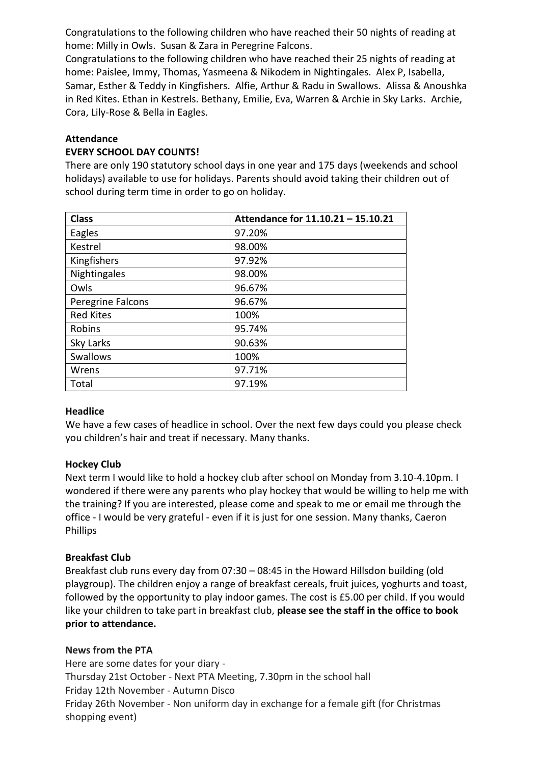Congratulations to the following children who have reached their 50 nights of reading at home: Milly in Owls. Susan & Zara in Peregrine Falcons.

Congratulations to the following children who have reached their 25 nights of reading at home: Paislee, Immy, Thomas, Yasmeena & Nikodem in Nightingales. Alex P, Isabella, Samar, Esther & Teddy in Kingfishers. Alfie, Arthur & Radu in Swallows. Alissa & Anoushka in Red Kites. Ethan in Kestrels. Bethany, Emilie, Eva, Warren & Archie in Sky Larks. Archie, Cora, Lily-Rose & Bella in Eagles.

**Attendance**

**EVERY SCHOOL DAY COUNTS!**

There are only 190 statutory school days in one year and 175 days (weekends and school holidays) available to use for holidays. Parents should avoid taking their children out of school during term time in order to go on holiday.

| Class | Attendance for 11.10.21 – 15.10.21 |
|---|---|
| Eagles | 97.20% |
| Kestrel | 98.00% |
| Kingfishers | 97.92% |
| Nightingales | 98.00% |
| Owls | 96.67% |
| Peregrine Falcons | 96.67% |
| Red Kites | 100% |
| Robins | 95.74% |
| Sky Larks | 90.63% |
| Swallows | 100% |
| Wrens | 97.71% |
| Total | 97.19% |

**Headlice**

We have a few cases of headlice in school. Over the next few days could you please check you children's hair and treat if necessary. Many thanks.

**Hockey Club**

Next term I would like to hold a hockey club after school on Monday from 3.10-4.10pm. I wondered if there were any parents who play hockey that would be willing to help me with the training? If you are interested, please come and speak to me or email me through the office - I would be very grateful - even if it is just for one session. Many thanks, Caeron Phillips

**Breakfast Club**

Breakfast club runs every day from 07:30 – 08:45 in the Howard Hillsdon building (old playgroup). The children enjoy a range of breakfast cereals, fruit juices, yoghurts and toast, followed by the opportunity to play indoor games. The cost is £5.00 per child. If you would like your children to take part in breakfast club, **please see the staff in the office to book prior to attendance.**

**News from the PTA**

Here are some dates for your diary -

Thursday 21st October - Next PTA Meeting, 7.30pm in the school hall

Friday 12th November - Autumn Disco

Friday 26th November - Non uniform day in exchange for a female gift (for Christmas shopping event)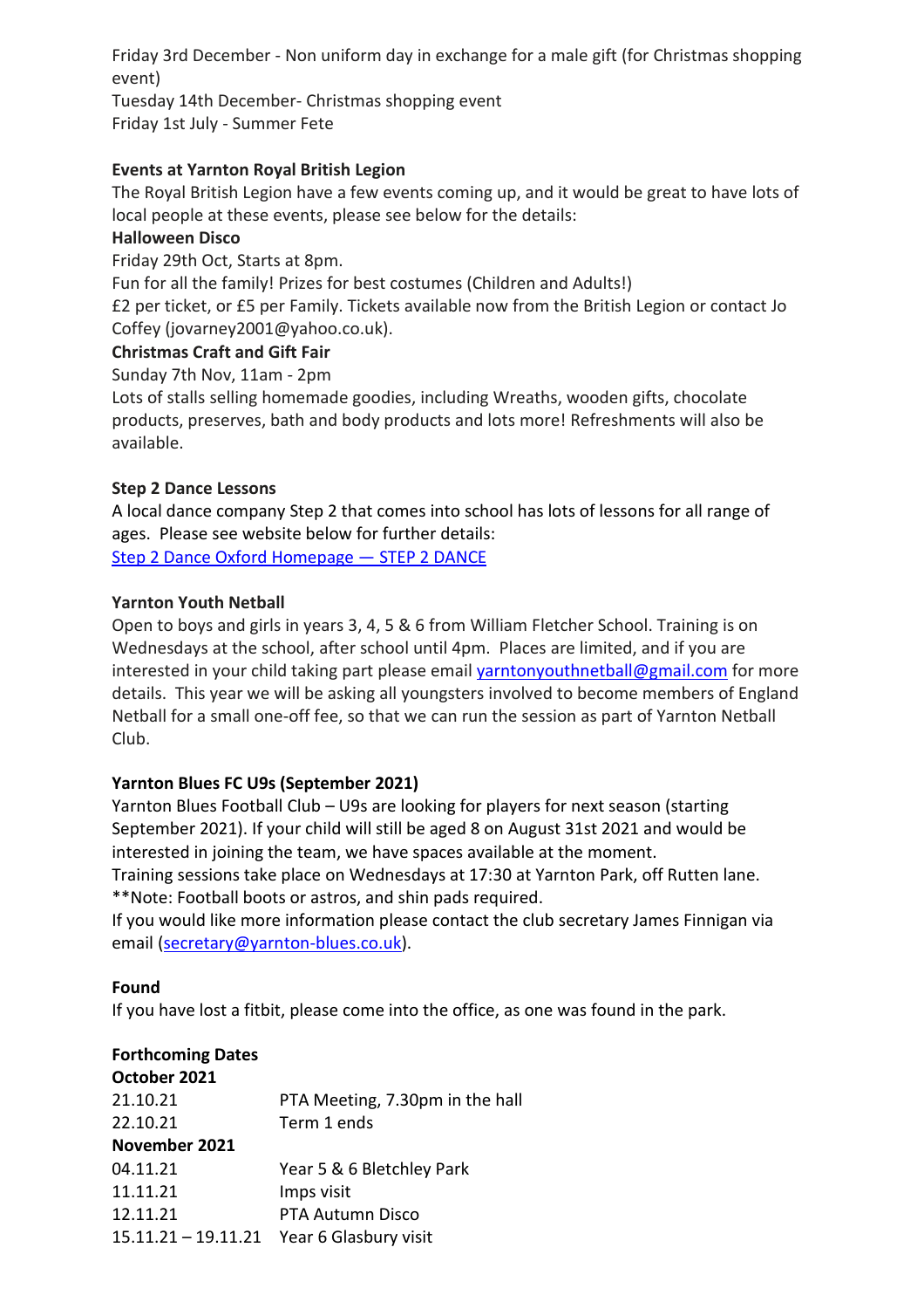Friday 3rd December - Non uniform day in exchange for a male gift (for Christmas shopping event)
Tuesday 14th December- Christmas shopping event
Friday 1st July - Summer Fete

**Events at Yarnton Royal British Legion**
The Royal British Legion have a few events coming up, and it would be great to have lots of local people at these events, please see below for the details:

**Halloween Disco**
Friday 29th Oct, Starts at 8pm.
Fun for all the family! Prizes for best costumes (Children and Adults!)
£2 per ticket, or £5 per Family. Tickets available now from the British Legion or contact Jo Coffey (jovarney2001@yahoo.co.uk).

**Christmas Craft and Gift Fair**
Sunday 7th Nov, 11am - 2pm
Lots of stalls selling homemade goodies, including Wreaths, wooden gifts, chocolate products, preserves, bath and body products and lots more! Refreshments will also be available.

**Step 2 Dance Lessons**
A local dance company Step 2 that comes into school has lots of lessons for all range of ages. Please see website below for further details:
Step 2 Dance Oxford Homepage — STEP 2 DANCE

**Yarnton Youth Netball**
Open to boys and girls in years 3, 4, 5 & 6 from William Fletcher School. Training is on Wednesdays at the school, after school until 4pm. Places are limited, and if you are interested in your child taking part please email yarntonyouthnetball@gmail.com for more details. This year we will be asking all youngsters involved to become members of England Netball for a small one-off fee, so that we can run the session as part of Yarnton Netball Club.

**Yarnton Blues FC U9s (September 2021)**
Yarnton Blues Football Club – U9s are looking for players for next season (starting September 2021). If your child will still be aged 8 on August 31st 2021 and would be interested in joining the team, we have spaces available at the moment.
Training sessions take place on Wednesdays at 17:30 at Yarnton Park, off Rutten lane.
**Note: Football boots or astros, and shin pads required.
If you would like more information please contact the club secretary James Finnigan via email (secretary@yarnton-blues.co.uk).

**Found**
If you have lost a fitbit, please come into the office, as one was found in the park.

**Forthcoming Dates**

| | |
|---|---|
| **October 2021** | |
| 21.10.21 | PTA Meeting, 7.30pm in the hall |
| 22.10.21 | Term 1 ends |
| **November 2021** | |
| 04.11.21 | Year 5 & 6 Bletchley Park |
| 11.11.21 | Imps visit |
| 12.11.21 | PTA Autumn Disco |
| 15.11.21 – 19.11.21 | Year 6 Glasbury visit |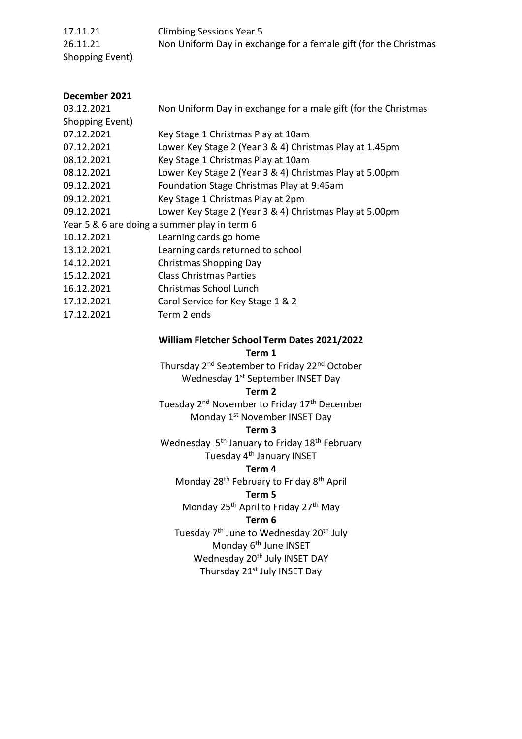17.11.21 Climbing Sessions Year 5
26.11.21 Non Uniform Day in exchange for a female gift (for the Christmas Shopping Event)

**December 2021**

03.12.2021 Non Uniform Day in exchange for a male gift (for the Christmas Shopping Event)
07.12.2021 Key Stage 1 Christmas Play at 10am
07.12.2021 Lower Key Stage 2 (Year 3 & 4) Christmas Play at 1.45pm
08.12.2021 Key Stage 1 Christmas Play at 10am
08.12.2021 Lower Key Stage 2 (Year 3 & 4) Christmas Play at 5.00pm
09.12.2021 Foundation Stage Christmas Play at 9.45am
09.12.2021 Key Stage 1 Christmas Play at 2pm
09.12.2021 Lower Key Stage 2 (Year 3 & 4) Christmas Play at 5.00pm
Year 5 & 6 are doing a summer play in term 6
10.12.2021 Learning cards go home
13.12.2021 Learning cards returned to school
14.12.2021 Christmas Shopping Day
15.12.2021 Class Christmas Parties
16.12.2021 Christmas School Lunch
17.12.2021 Carol Service for Key Stage 1 & 2
17.12.2021 Term 2 ends

**William Fletcher School Term Dates 2021/2022**

**Term 1**

Thursday 2nd September to Friday 22nd October
Wednesday 1st September INSET Day

**Term 2**

Tuesday 2nd November to Friday 17th December
Monday 1st November INSET Day

**Term 3**

Wednesday 5th January to Friday 18th February
Tuesday 4th January INSET

**Term 4**

Monday 28th February to Friday 8th April

**Term 5**

Monday 25th April to Friday 27th May

**Term 6**

Tuesday 7th June to Wednesday 20th July
Monday 6th June INSET
Wednesday 20th July INSET DAY
Thursday 21st July INSET Day